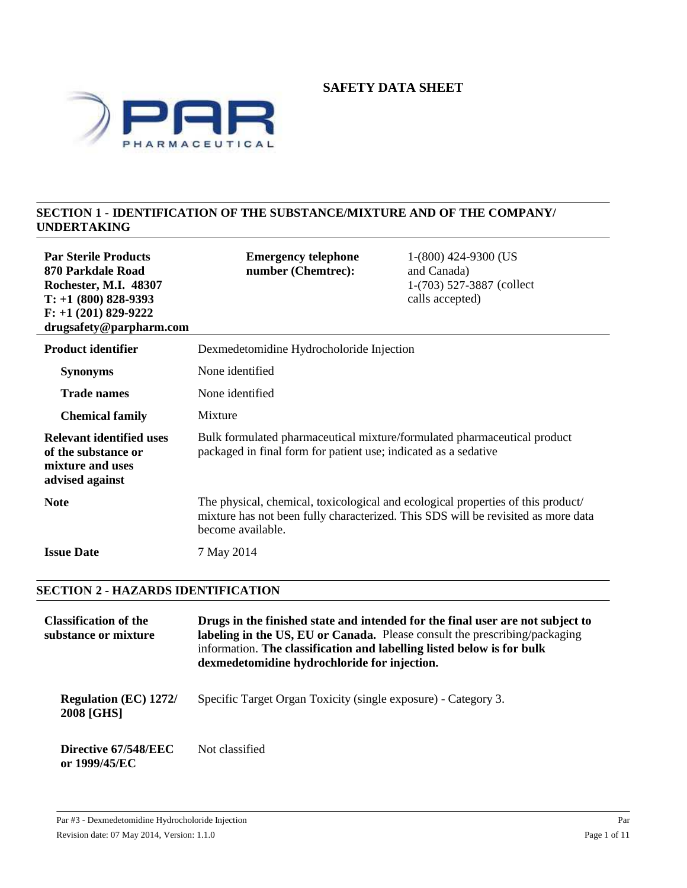# SAFETY DATA SHEET

## SECTION 1 - IDENTIFICATION OF THE SUBSTANCE/MIXTURE AND OF THE COMPANY/ UNDERTAKING

| | | |
|---|---|---|
| **Par Sterile Products**<br>**870 Parkdale Road**<br>**Rochester, M.I. 48307**<br>**T: +1 (800) 828-9393**<br>**F: +1 (201) 829-9222**<br>**drugsafety@parpharm.com** | **Emergency telephone number (Chemtrec):** | 1-(800) 424-9300 (US and Canada)<br>1-(703) 527-3887 (collect calls accepted) |

| | |
|---|---|
| **Product identifier** | Dexmedetomidine Hydrocholoride Injection |
| **Synonyms** | None identified |
| **Trade names** | None identified |
| **Chemical family** | Mixture |
| **Relevant identified uses of the substance or mixture and uses advised against** | Bulk formulated pharmaceutical mixture/formulated pharmaceutical product packaged in final form for patient use; indicated as a sedative |
| **Note** | The physical, chemical, toxicological and ecological properties of this product/ mixture has not been fully characterized. This SDS will be revisited as more data become available. |
| **Issue Date** | 7 May 2014 |

## SECTION 2 - HAZARDS IDENTIFICATION

| | |
|---|---|
| **Classification of the substance or mixture** | **Drugs in the finished state and intended for the final user are not subject to labeling in the US, EU or Canada.** Please consult the prescribing/packaging information. **The classification and labelling listed below is for bulk dexmedetomidine hydrochloride for injection.** |
| **Regulation (EC) 1272/ 2008 [GHS]** | Specific Target Organ Toxicity (single exposure) - Category 3. |
| **Directive 67/548/EEC or 1999/45/EC** | Not classified |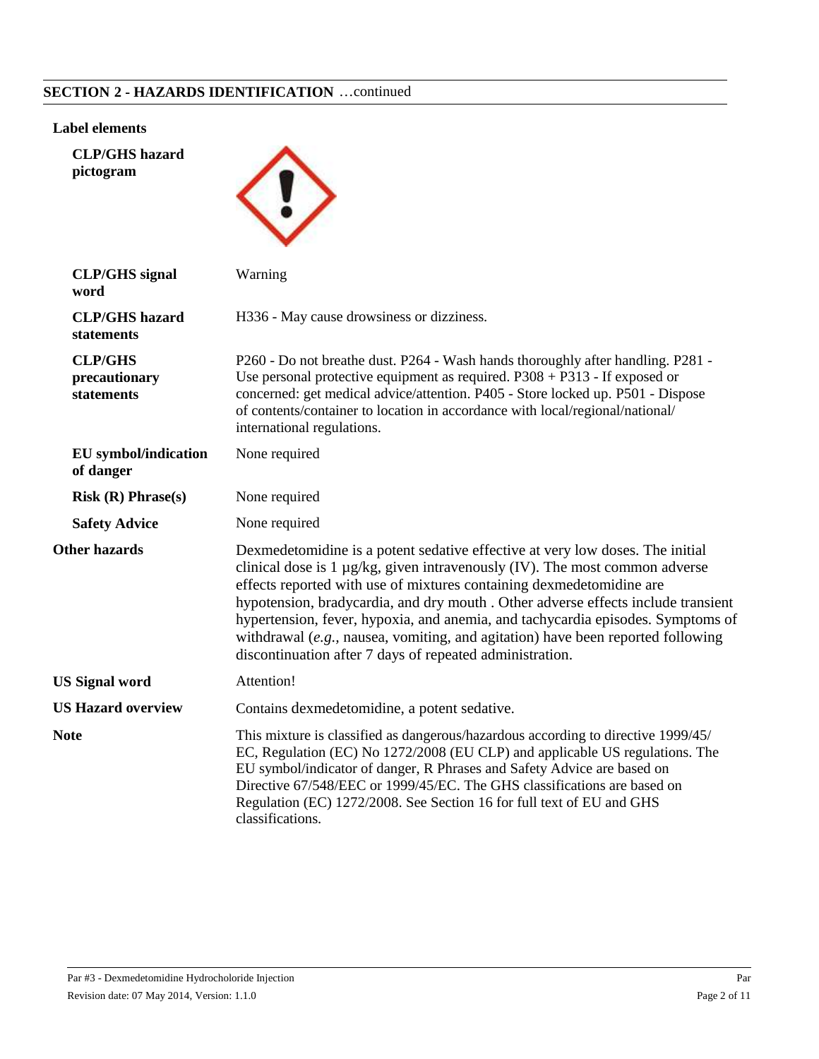## SECTION 2 - HAZARDS IDENTIFICATION …continued

**Label elements**

| | |
|---|---|
| **CLP/GHS hazard pictogram** | |
| **CLP/GHS signal word** | Warning |
| **CLP/GHS hazard statements** | H336 - May cause drowsiness or dizziness. |
| **CLP/GHS precautionary statements** | P260 - Do not breathe dust. P264 - Wash hands thoroughly after handling. P281 - Use personal protective equipment as required. P308 + P313 - If exposed or concerned: get medical advice/attention. P405 - Store locked up. P501 - Dispose of contents/container to location in accordance with local/regional/national/ international regulations. |
| **EU symbol/indication of danger** | None required |
| **Risk (R) Phrase(s)** | None required |
| **Safety Advice** | None required |

**Other hazards**

Dexmedetomidine is a potent sedative effective at very low doses. The initial clinical dose is 1 µg/kg, given intravenously (IV). The most common adverse effects reported with use of mixtures containing dexmedetomidine are hypotension, bradycardia, and dry mouth . Other adverse effects include transient hypertension, fever, hypoxia, and anemia, and tachycardia episodes. Symptoms of withdrawal (*e.g.*, nausea, vomiting, and agitation) have been reported following discontinuation after 7 days of repeated administration.

**US Signal word**

Attention!

**US Hazard overview**

Contains dexmedetomidine, a potent sedative.

**Note**

This mixture is classified as dangerous/hazardous according to directive 1999/45/ EC, Regulation (EC) No 1272/2008 (EU CLP) and applicable US regulations. The EU symbol/indicator of danger, R Phrases and Safety Advice are based on Directive 67/548/EEC or 1999/45/EC. The GHS classifications are based on Regulation (EC) 1272/2008. See Section 16 for full text of EU and GHS classifications.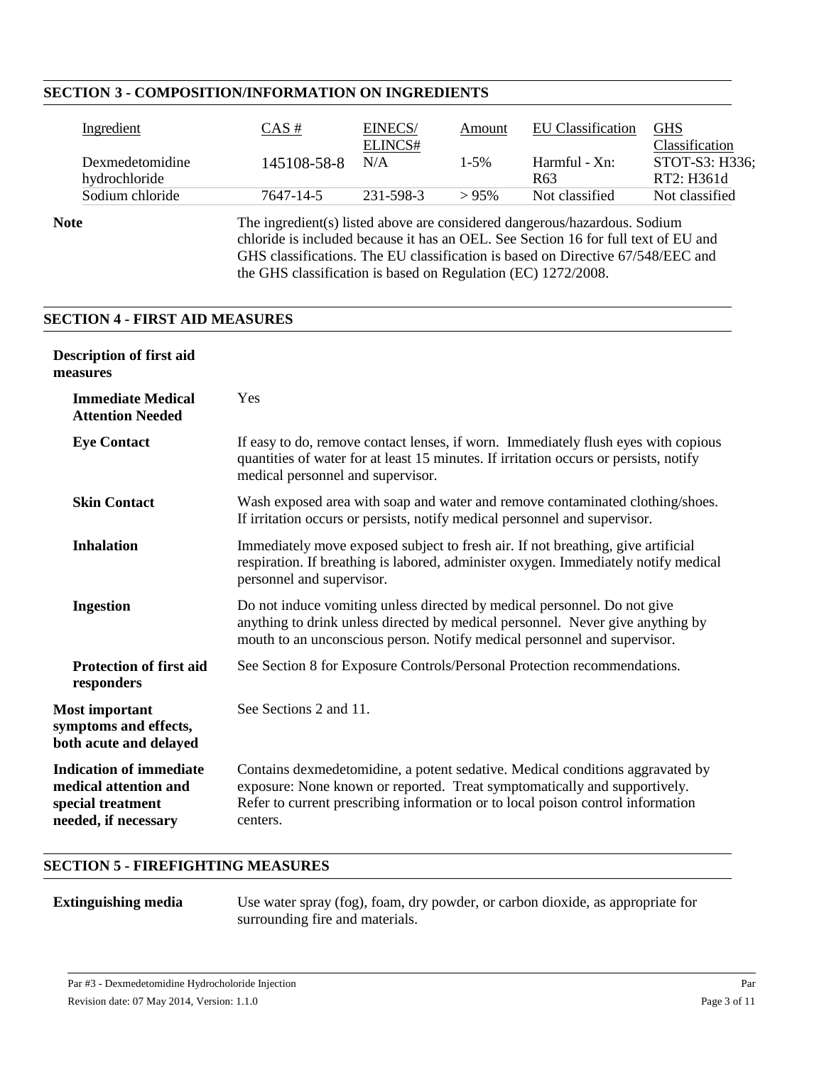## SECTION 3 - COMPOSITION/INFORMATION ON INGREDIENTS

| Ingredient | CAS # | EINECS/ ELINCS# | Amount | EU Classification | GHS Classification |
|---|---|---|---|---|---|
| Dexmedetomidine hydrochloride | 145108-58-8 | N/A | 1-5% | Harmful - Xn: R63 | STOT-S3: H336; RT2: H361d |
| Sodium chloride | 7647-14-5 | 231-598-3 | > 95% | Not classified | Not classified |

**Note** The ingredient(s) listed above are considered dangerous/hazardous. Sodium chloride is included because it has an OEL. See Section 16 for full text of EU and GHS classifications. The EU classification is based on Directive 67/548/EEC and the GHS classification is based on Regulation (EC) 1272/2008.

## SECTION 4 - FIRST AID MEASURES

**Description of first aid measures**

**Immediate Medical Attention Needed** Yes

**Eye Contact** If easy to do, remove contact lenses, if worn. Immediately flush eyes with copious quantities of water for at least 15 minutes. If irritation occurs or persists, notify medical personnel and supervisor.

**Skin Contact** Wash exposed area with soap and water and remove contaminated clothing/shoes. If irritation occurs or persists, notify medical personnel and supervisor.

**Inhalation** Immediately move exposed subject to fresh air. If not breathing, give artificial respiration. If breathing is labored, administer oxygen. Immediately notify medical personnel and supervisor.

**Ingestion** Do not induce vomiting unless directed by medical personnel. Do not give anything to drink unless directed by medical personnel. Never give anything by mouth to an unconscious person. Notify medical personnel and supervisor.

**Protection of first aid responders** See Section 8 for Exposure Controls/Personal Protection recommendations.

**Most important symptoms and effects, both acute and delayed** See Sections 2 and 11.

**Indication of immediate medical attention and special treatment needed, if necessary** Contains dexmedetomidine, a potent sedative. Medical conditions aggravated by exposure: None known or reported. Treat symptomatically and supportively. Refer to current prescribing information or to local poison control information centers.

## SECTION 5 - FIREFIGHTING MEASURES

**Extinguishing media** Use water spray (fog), foam, dry powder, or carbon dioxide, as appropriate for surrounding fire and materials.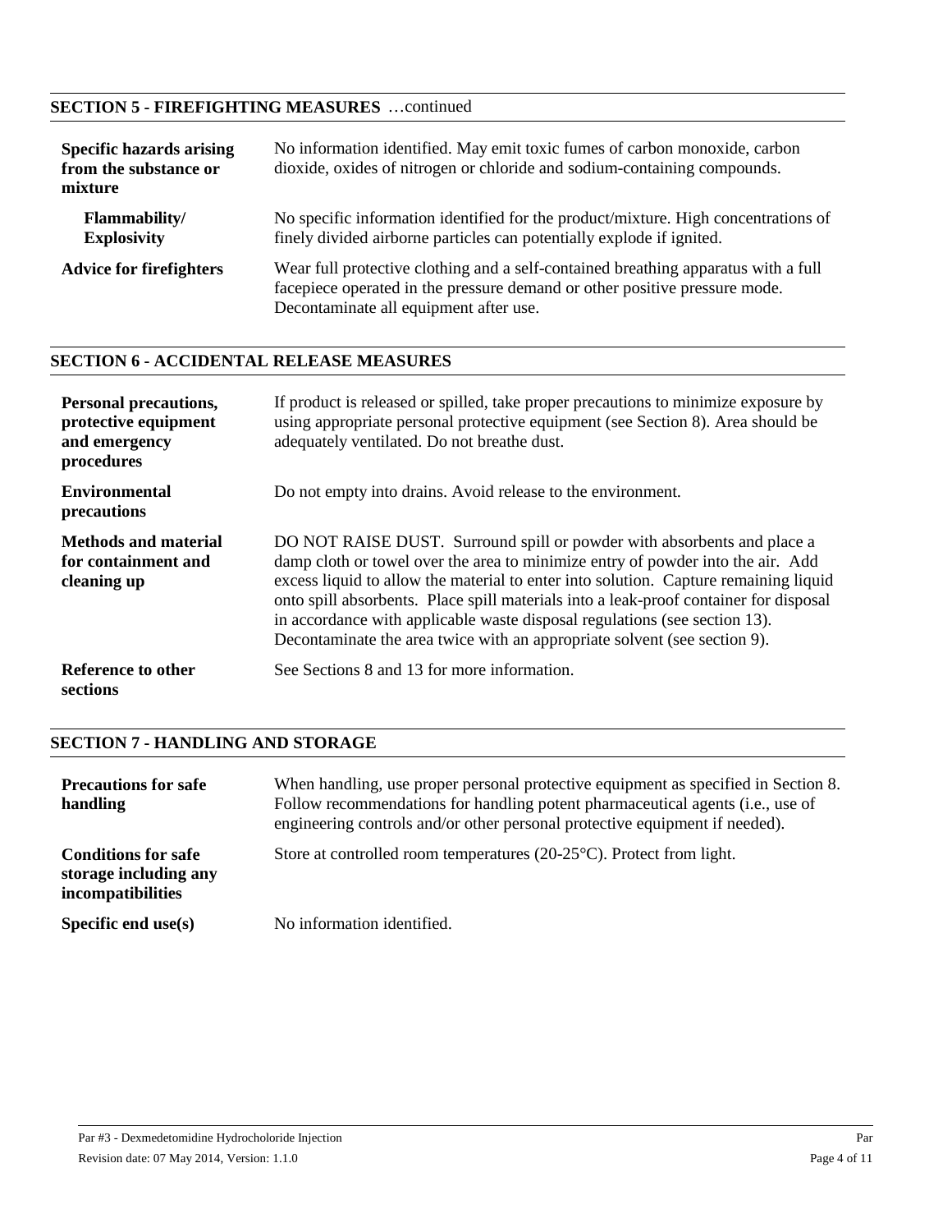## SECTION 5 - FIREFIGHTING MEASURES …continued

| | |
|---|---|
| **Specific hazards arising from the substance or mixture** | No information identified. May emit toxic fumes of carbon monoxide, carbon dioxide, oxides of nitrogen or chloride and sodium-containing compounds. |
| **Flammability/ Explosivity** | No specific information identified for the product/mixture. High concentrations of finely divided airborne particles can potentially explode if ignited. |
| **Advice for firefighters** | Wear full protective clothing and a self-contained breathing apparatus with a full facepiece operated in the pressure demand or other positive pressure mode. Decontaminate all equipment after use. |

## SECTION 6 - ACCIDENTAL RELEASE MEASURES

| | |
|---|---|
| **Personal precautions, protective equipment and emergency procedures** | If product is released or spilled, take proper precautions to minimize exposure by using appropriate personal protective equipment (see Section 8). Area should be adequately ventilated. Do not breathe dust. |
| **Environmental precautions** | Do not empty into drains. Avoid release to the environment. |
| **Methods and material for containment and cleaning up** | DO NOT RAISE DUST. Surround spill or powder with absorbents and place a damp cloth or towel over the area to minimize entry of powder into the air. Add excess liquid to allow the material to enter into solution. Capture remaining liquid onto spill absorbents. Place spill materials into a leak-proof container for disposal in accordance with applicable waste disposal regulations (see section 13). Decontaminate the area twice with an appropriate solvent (see section 9). |
| **Reference to other sections** | See Sections 8 and 13 for more information. |

## SECTION 7 - HANDLING AND STORAGE

| | |
|---|---|
| **Precautions for safe handling** | When handling, use proper personal protective equipment as specified in Section 8. Follow recommendations for handling potent pharmaceutical agents (i.e., use of engineering controls and/or other personal protective equipment if needed). |
| **Conditions for safe storage including any incompatibilities** | Store at controlled room temperatures (20-25°C). Protect from light. |
| **Specific end use(s)** | No information identified. |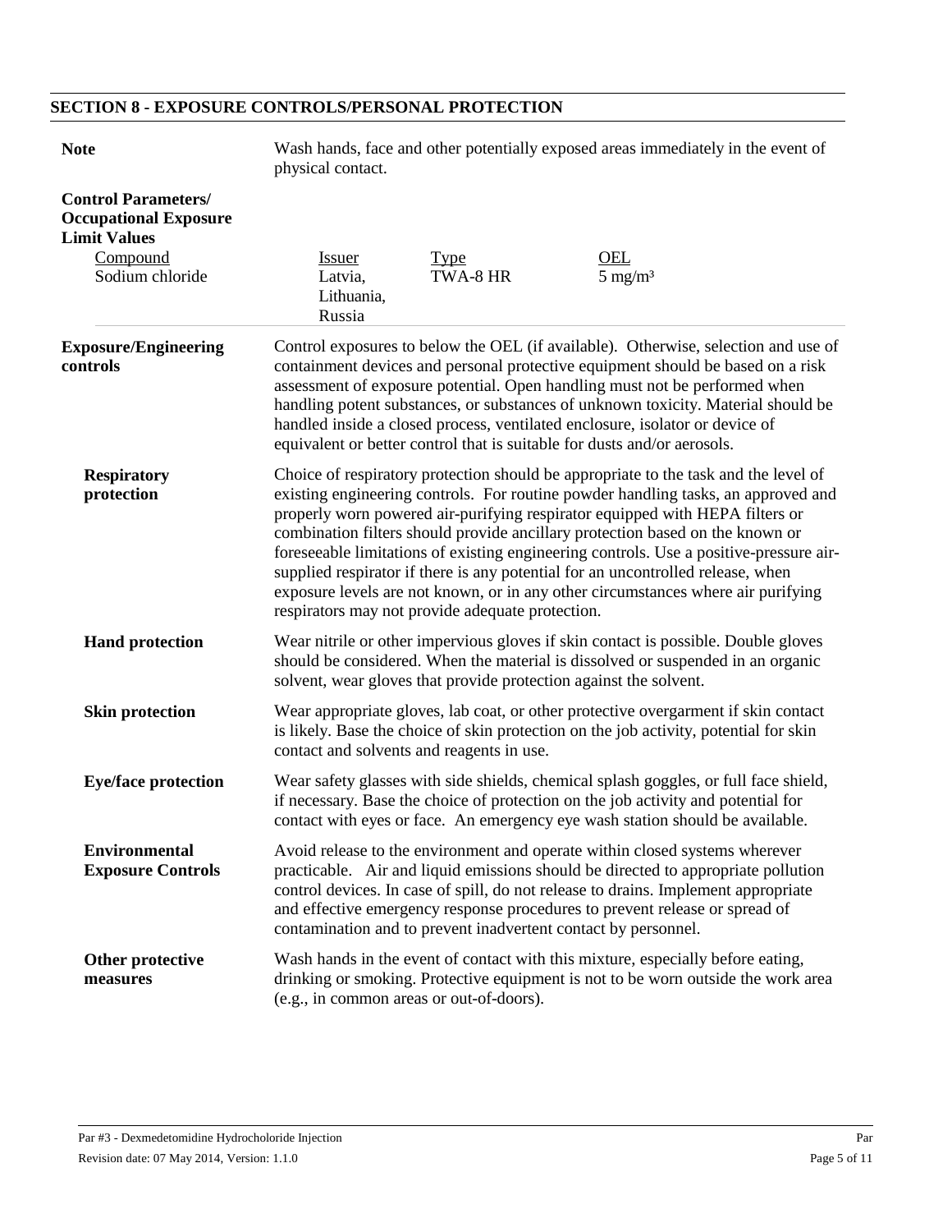## SECTION 8 - EXPOSURE CONTROLS/PERSONAL PROTECTION

**Note**

Wash hands, face and other potentially exposed areas immediately in the event of physical contact.

**Control Parameters/ Occupational Exposure Limit Values**

| Compound | Issuer | Type | OEL |
|---|---|---|---|
| Sodium chloride | Latvia, Lithuania, Russia | TWA-8 HR | 5 mg/m³ |

**Exposure/Engineering controls**

Control exposures to below the OEL (if available). Otherwise, selection and use of containment devices and personal protective equipment should be based on a risk assessment of exposure potential. Open handling must not be performed when handling potent substances, or substances of unknown toxicity. Material should be handled inside a closed process, ventilated enclosure, isolator or device of equivalent or better control that is suitable for dusts and/or aerosols.

**Respiratory protection**

Choice of respiratory protection should be appropriate to the task and the level of existing engineering controls. For routine powder handling tasks, an approved and properly worn powered air-purifying respirator equipped with HEPA filters or combination filters should provide ancillary protection based on the known or foreseeable limitations of existing engineering controls. Use a positive-pressure air-supplied respirator if there is any potential for an uncontrolled release, when exposure levels are not known, or in any other circumstances where air purifying respirators may not provide adequate protection.

**Hand protection**

Wear nitrile or other impervious gloves if skin contact is possible. Double gloves should be considered. When the material is dissolved or suspended in an organic solvent, wear gloves that provide protection against the solvent.

**Skin protection**

Wear appropriate gloves, lab coat, or other protective overgarment if skin contact is likely. Base the choice of skin protection on the job activity, potential for skin contact and solvents and reagents in use.

**Eye/face protection**

Wear safety glasses with side shields, chemical splash goggles, or full face shield, if necessary. Base the choice of protection on the job activity and potential for contact with eyes or face. An emergency eye wash station should be available.

**Environmental Exposure Controls**

Avoid release to the environment and operate within closed systems wherever practicable. Air and liquid emissions should be directed to appropriate pollution control devices. In case of spill, do not release to drains. Implement appropriate and effective emergency response procedures to prevent release or spread of contamination and to prevent inadvertent contact by personnel.

**Other protective measures**

Wash hands in the event of contact with this mixture, especially before eating, drinking or smoking. Protective equipment is not to be worn outside the work area (e.g., in common areas or out-of-doors).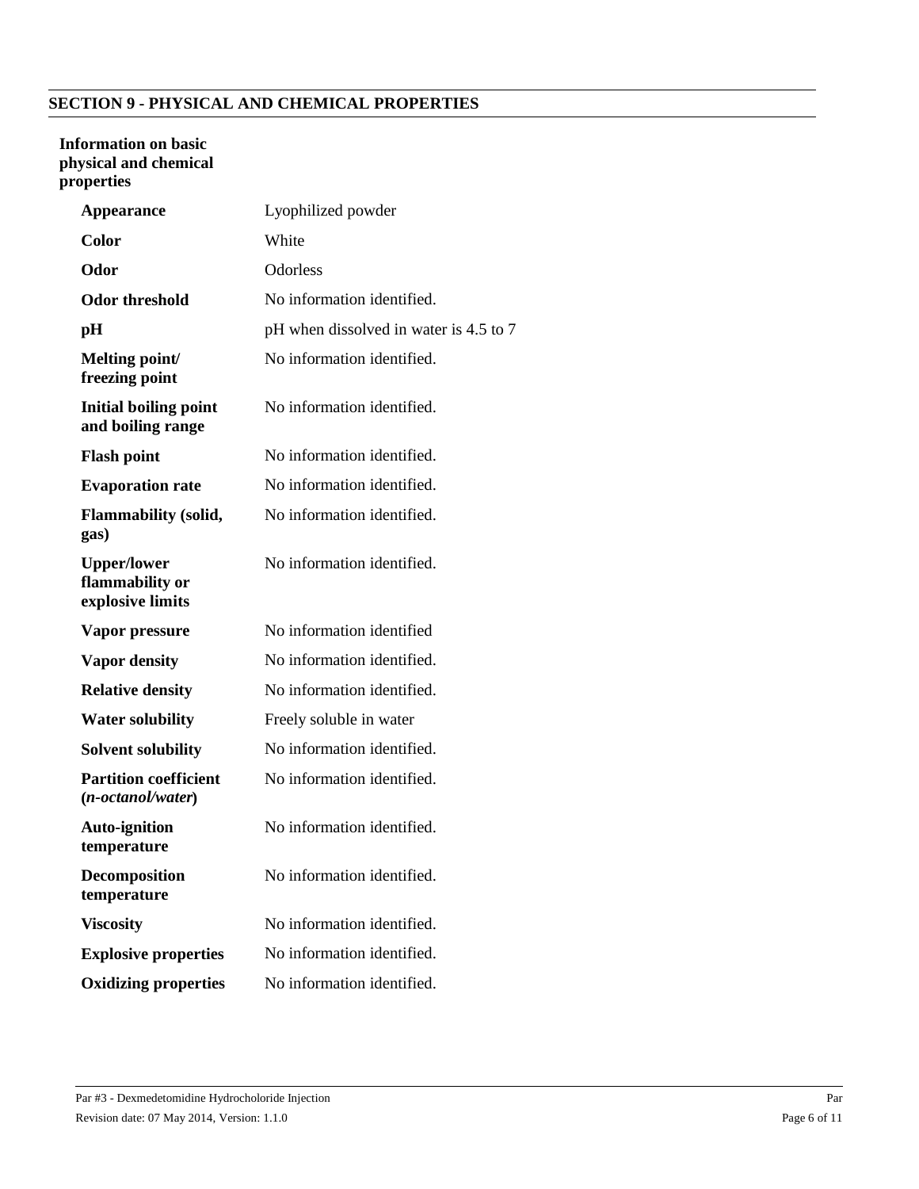## SECTION 9 - PHYSICAL AND CHEMICAL PROPERTIES

**Information on basic physical and chemical properties**

| | |
|---|---|
| **Appearance** | Lyophilized powder |
| **Color** | White |
| **Odor** | Odorless |
| **Odor threshold** | No information identified. |
| **pH** | pH when dissolved in water is 4.5 to 7 |
| **Melting point/ freezing point** | No information identified. |
| **Initial boiling point and boiling range** | No information identified. |
| **Flash point** | No information identified. |
| **Evaporation rate** | No information identified. |
| **Flammability (solid, gas)** | No information identified. |
| **Upper/lower flammability or explosive limits** | No information identified. |
| **Vapor pressure** | No information identified |
| **Vapor density** | No information identified. |
| **Relative density** | No information identified. |
| **Water solubility** | Freely soluble in water |
| **Solvent solubility** | No information identified. |
| **Partition coefficient (*n-octanol/water*)** | No information identified. |
| **Auto-ignition temperature** | No information identified. |
| **Decomposition temperature** | No information identified. |
| **Viscosity** | No information identified. |
| **Explosive properties** | No information identified. |
| **Oxidizing properties** | No information identified. |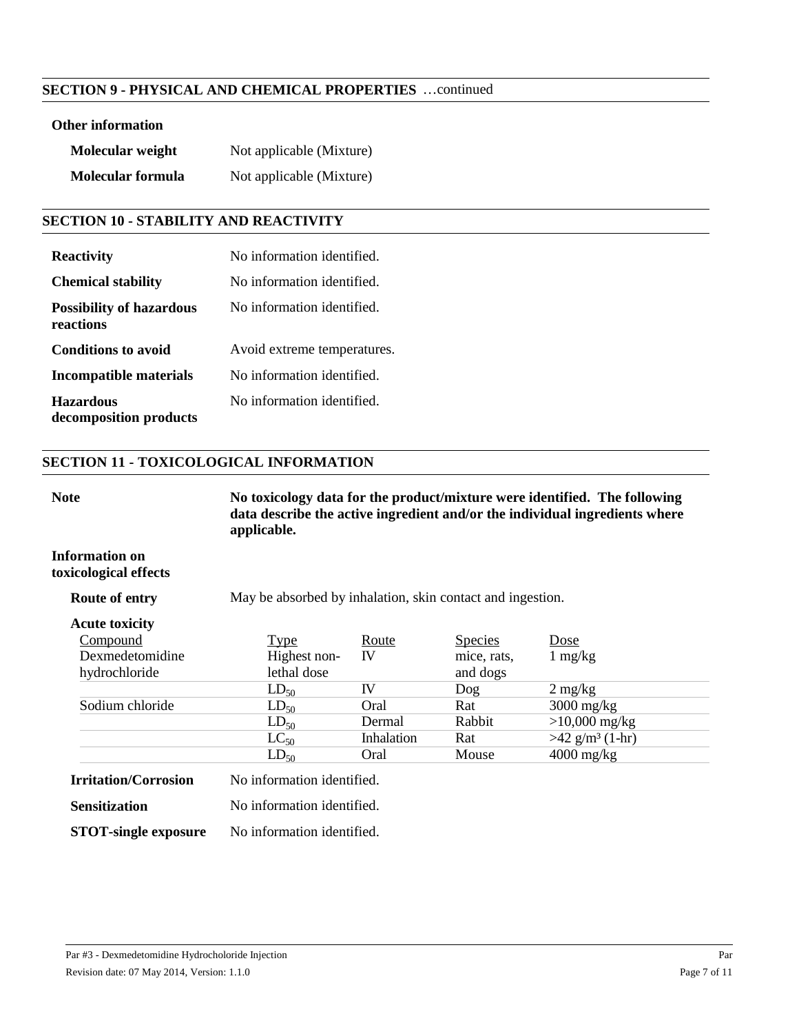## SECTION 9 - PHYSICAL AND CHEMICAL PROPERTIES …continued

**Other information**

**Molecular weight** Not applicable (Mixture)

**Molecular formula** Not applicable (Mixture)

## SECTION 10 - STABILITY AND REACTIVITY

**Reactivity** No information identified.

**Chemical stability** No information identified.

**Possibility of hazardous reactions** No information identified.

**Conditions to avoid** Avoid extreme temperatures.

**Incompatible materials** No information identified.

**Hazardous decomposition products** No information identified.

## SECTION 11 - TOXICOLOGICAL INFORMATION

**Note** **No toxicology data for the product/mixture were identified. The following data describe the active ingredient and/or the individual ingredients where applicable.**

**Information on toxicological effects**

**Route of entry** May be absorbed by inhalation, skin contact and ingestion.

**Acute toxicity**

| Compound | Type | Route | Species | Dose |
|---|---|---|---|---|
| Dexmedetomidine hydrochloride | Highest non-lethal dose | IV | mice, rats, and dogs | 1 mg/kg |
| | $LD_{50}$ | IV | Dog | 2 mg/kg |
| Sodium chloride | $LD_{50}$ | Oral | Rat | 3000 mg/kg |
| | $LD_{50}$ | Dermal | Rabbit | >10,000 mg/kg |
| | $LC_{50}$ | Inhalation | Rat | >42 g/m³ (1-hr) |
| | $LD_{50}$ | Oral | Mouse | 4000 mg/kg |

**Irritation/Corrosion** No information identified.

**Sensitization** No information identified.

**STOT-single exposure** No information identified.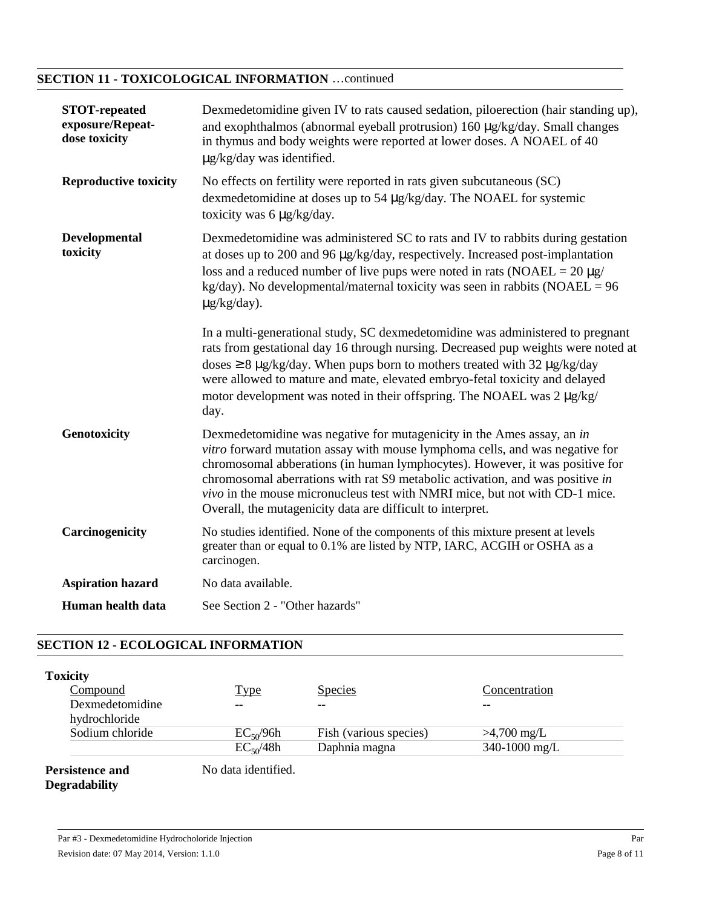## SECTION 11 - TOXICOLOGICAL INFORMATION …continued

| | |
|---|---|
| **STOT-repeated exposure/Repeat-dose toxicity** | Dexmedetomidine given IV to rats caused sedation, piloerection (hair standing up), and exophthalmos (abnormal eyeball protrusion) 160 μg/kg/day. Small changes in thymus and body weights were reported at lower doses. A NOAEL of 40 μg/kg/day was identified. |
| **Reproductive toxicity** | No effects on fertility were reported in rats given subcutaneous (SC) dexmedetomidine at doses up to 54 μg/kg/day. The NOAEL for systemic toxicity was 6 μg/kg/day. |
| **Developmental toxicity** | Dexmedetomidine was administered SC to rats and IV to rabbits during gestation at doses up to 200 and 96 μg/kg/day, respectively. Increased post-implantation loss and a reduced number of live pups were noted in rats (NOAEL = 20 μg/kg/day). No developmental/maternal toxicity was seen in rabbits (NOAEL = 96 μg/kg/day).<br><br>In a multi-generational study, SC dexmedetomidine was administered to pregnant rats from gestational day 16 through nursing. Decreased pup weights were noted at doses ≥ 8 μg/kg/day. When pups born to mothers treated with 32 μg/kg/day were allowed to mature and mate, elevated embryo-fetal toxicity and delayed motor development was noted in their offspring. The NOAEL was 2 μg/kg/day. |
| **Genotoxicity** | Dexmedetomidine was negative for mutagenicity in the Ames assay, an *in vitro* forward mutation assay with mouse lymphoma cells, and was negative for chromosomal abberations (in human lymphocytes). However, it was positive for chromosomal aberrations with rat S9 metabolic activation, and was positive *in vivo* in the mouse micronucleus test with NMRI mice, but not with CD-1 mice. Overall, the mutagenicity data are difficult to interpret. |
| **Carcinogenicity** | No studies identified. None of the components of this mixture present at levels greater than or equal to 0.1% are listed by NTP, IARC, ACGIH or OSHA as a carcinogen. |
| **Aspiration hazard** | No data available. |
| **Human health data** | See Section 2 - "Other hazards" |

## SECTION 12 - ECOLOGICAL INFORMATION

**Toxicity**

| Compound | Type | Species | Concentration |
|---|---|---|---|
| Dexmedetomidine hydrochloride | -- | -- | -- |
| Sodium chloride | $EC_{50}$/96h | Fish (various species) | >4,700 mg/L |
| | $EC_{50}$/48h | Daphnia magna | 340-1000 mg/L |

**Persistence and Degradability** No data identified.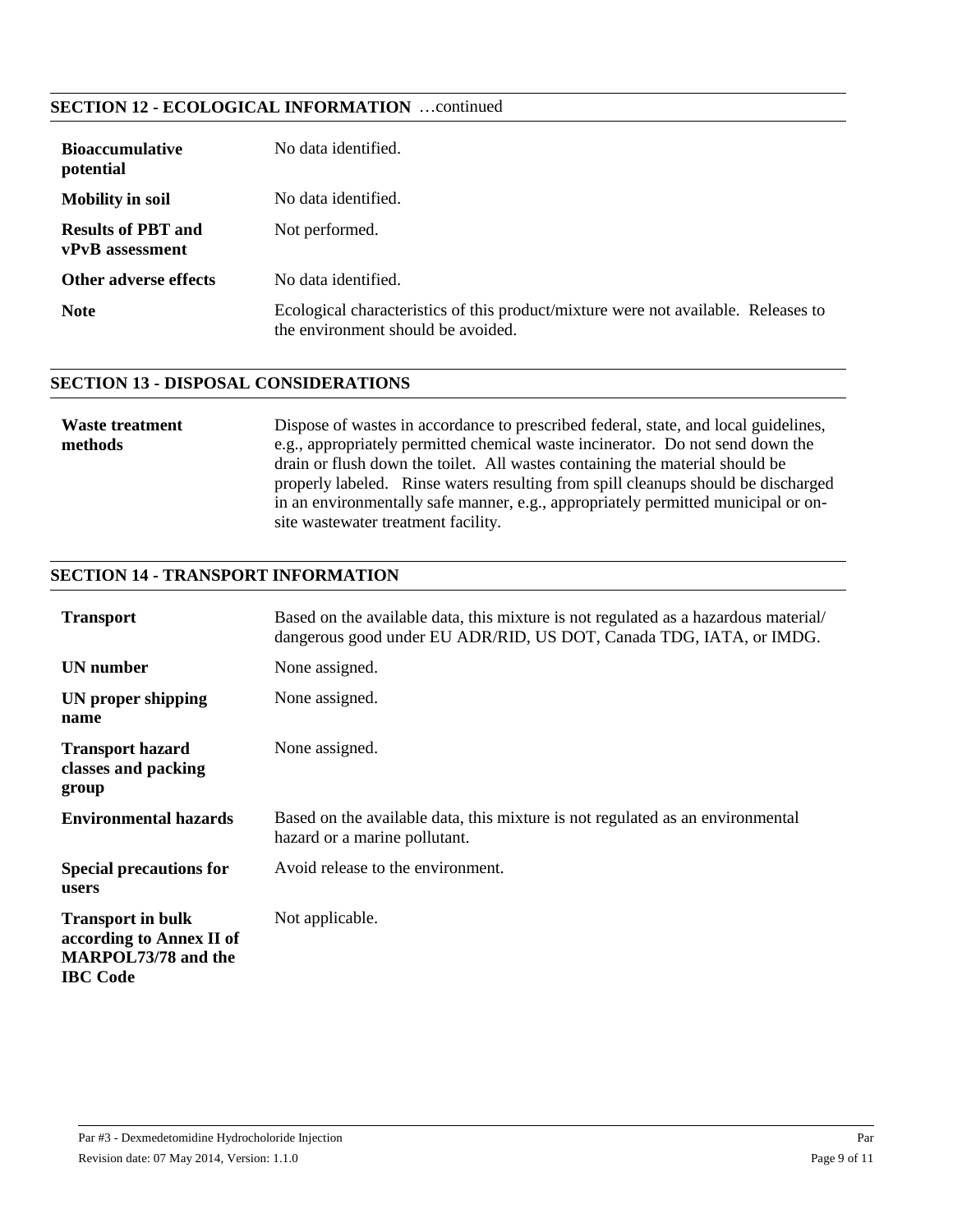## SECTION 12 - ECOLOGICAL INFORMATION …continued

| | |
|---|---|
| **Bioaccumulative potential** | No data identified. |
| **Mobility in soil** | No data identified. |
| **Results of PBT and vPvB assessment** | Not performed. |
| **Other adverse effects** | No data identified. |
| **Note** | Ecological characteristics of this product/mixture were not available. Releases to the environment should be avoided. |

## SECTION 13 - DISPOSAL CONSIDERATIONS

| | |
|---|---|
| **Waste treatment methods** | Dispose of wastes in accordance to prescribed federal, state, and local guidelines, e.g., appropriately permitted chemical waste incinerator. Do not send down the drain or flush down the toilet. All wastes containing the material should be properly labeled. Rinse waters resulting from spill cleanups should be discharged in an environmentally safe manner, e.g., appropriately permitted municipal or on-site wastewater treatment facility. |

## SECTION 14 - TRANSPORT INFORMATION

| | |
|---|---|
| **Transport** | Based on the available data, this mixture is not regulated as a hazardous material/ dangerous good under EU ADR/RID, US DOT, Canada TDG, IATA, or IMDG. |
| **UN number** | None assigned. |
| **UN proper shipping name** | None assigned. |
| **Transport hazard classes and packing group** | None assigned. |
| **Environmental hazards** | Based on the available data, this mixture is not regulated as an environmental hazard or a marine pollutant. |
| **Special precautions for users** | Avoid release to the environment. |
| **Transport in bulk according to Annex II of MARPOL73/78 and the IBC Code** | Not applicable. |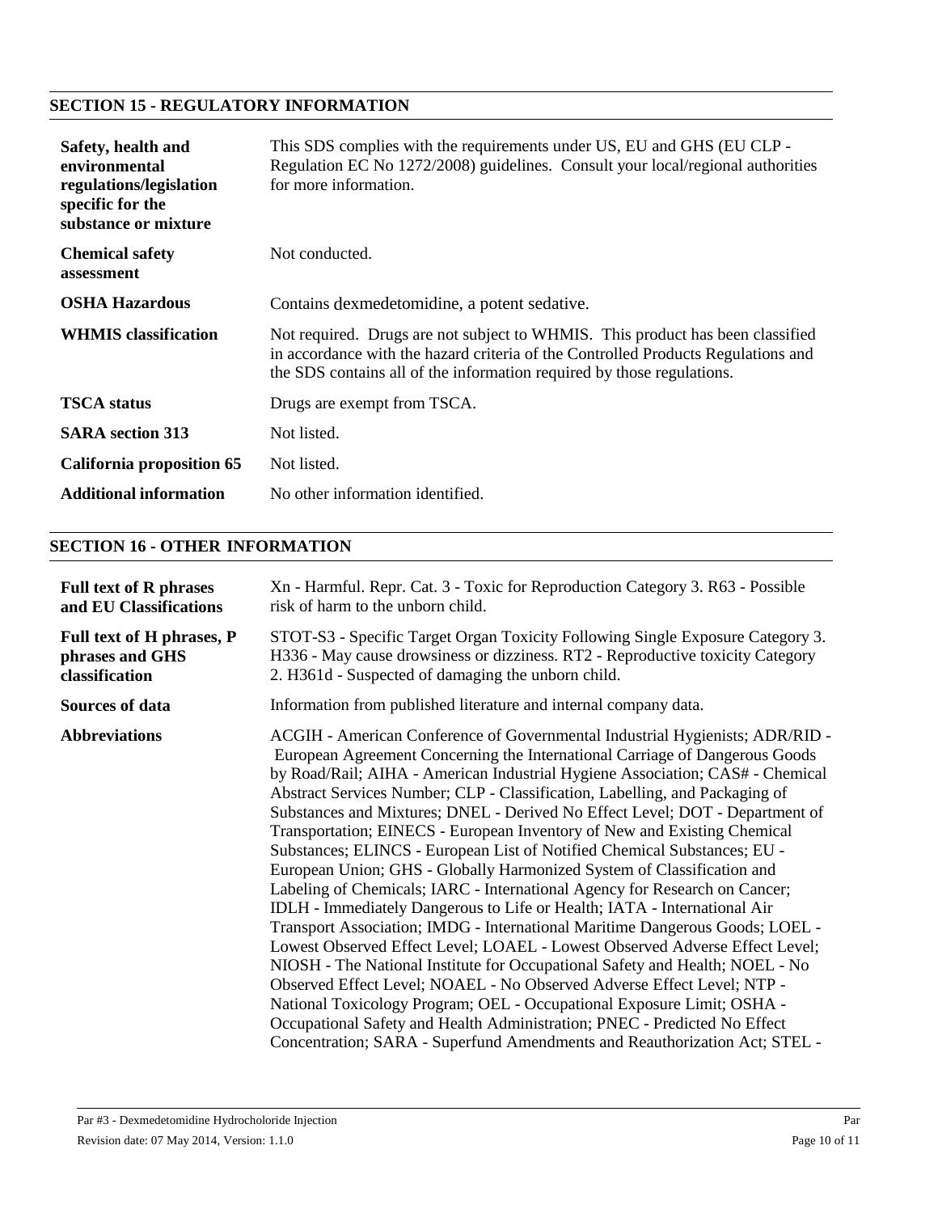## SECTION 15 - REGULATORY INFORMATION

| | |
|---|---|
| **Safety, health and environmental regulations/legislation specific for the substance or mixture** | This SDS complies with the requirements under US, EU and GHS (EU CLP - Regulation EC No 1272/2008) guidelines. Consult your local/regional authorities for more information. |
| **Chemical safety assessment** | Not conducted. |
| **OSHA Hazardous** | Contains dexmedetomidine, a potent sedative. |
| **WHMIS classification** | Not required. Drugs are not subject to WHMIS. This product has been classified in accordance with the hazard criteria of the Controlled Products Regulations and the SDS contains all of the information required by those regulations. |
| **TSCA status** | Drugs are exempt from TSCA. |
| **SARA section 313** | Not listed. |
| **California proposition 65** | Not listed. |
| **Additional information** | No other information identified. |

## SECTION 16 - OTHER INFORMATION

| | |
|---|---|
| **Full text of R phrases and EU Classifications** | Xn - Harmful. Repr. Cat. 3 - Toxic for Reproduction Category 3. R63 - Possible risk of harm to the unborn child. |
| **Full text of H phrases, P phrases and GHS classification** | STOT-S3 - Specific Target Organ Toxicity Following Single Exposure Category 3. H336 - May cause drowsiness or dizziness. RT2 - Reproductive toxicity Category 2. H361d - Suspected of damaging the unborn child. |
| **Sources of data** | Information from published literature and internal company data. |
| **Abbreviations** | ACGIH - American Conference of Governmental Industrial Hygienists; ADR/RID - European Agreement Concerning the International Carriage of Dangerous Goods by Road/Rail; AIHA - American Industrial Hygiene Association; CAS# - Chemical Abstract Services Number; CLP - Classification, Labelling, and Packaging of Substances and Mixtures; DNEL - Derived No Effect Level; DOT - Department of Transportation; EINECS - European Inventory of New and Existing Chemical Substances; ELINCS - European List of Notified Chemical Substances; EU - European Union; GHS - Globally Harmonized System of Classification and Labeling of Chemicals; IARC - International Agency for Research on Cancer; IDLH - Immediately Dangerous to Life or Health; IATA - International Air Transport Association; IMDG - International Maritime Dangerous Goods; LOEL - Lowest Observed Effect Level; LOAEL - Lowest Observed Adverse Effect Level; NIOSH - The National Institute for Occupational Safety and Health; NOEL - No Observed Effect Level; NOAEL - No Observed Adverse Effect Level; NTP - National Toxicology Program; OEL - Occupational Exposure Limit; OSHA - Occupational Safety and Health Administration; PNEC - Predicted No Effect Concentration; SARA - Superfund Amendments and Reauthorization Act; STEL - |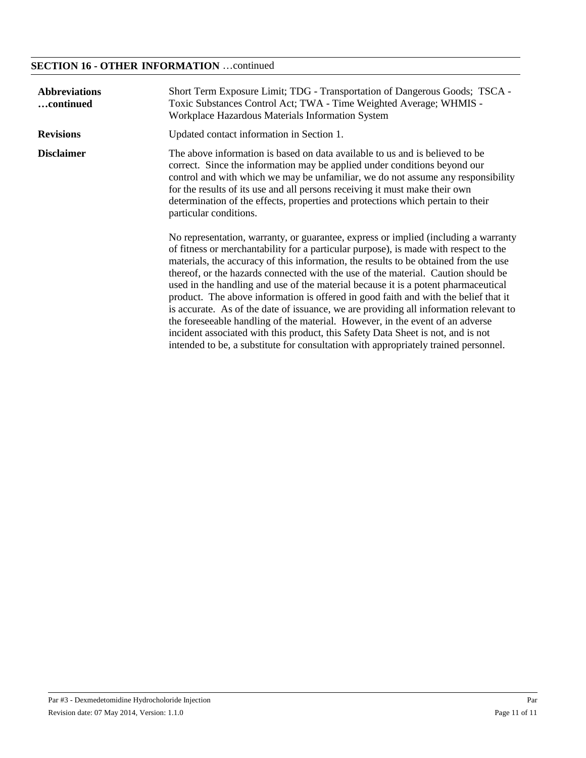## SECTION 16 - OTHER INFORMATION …continued

**Abbreviations …continued**

Short Term Exposure Limit; TDG - Transportation of Dangerous Goods; TSCA - Toxic Substances Control Act; TWA - Time Weighted Average; WHMIS - Workplace Hazardous Materials Information System

**Revisions**

Updated contact information in Section 1.

**Disclaimer**

The above information is based on data available to us and is believed to be correct. Since the information may be applied under conditions beyond our control and with which we may be unfamiliar, we do not assume any responsibility for the results of its use and all persons receiving it must make their own determination of the effects, properties and protections which pertain to their particular conditions.

No representation, warranty, or guarantee, express or implied (including a warranty of fitness or merchantability for a particular purpose), is made with respect to the materials, the accuracy of this information, the results to be obtained from the use thereof, or the hazards connected with the use of the material. Caution should be used in the handling and use of the material because it is a potent pharmaceutical product. The above information is offered in good faith and with the belief that it is accurate. As of the date of issuance, we are providing all information relevant to the foreseeable handling of the material. However, in the event of an adverse incident associated with this product, this Safety Data Sheet is not, and is not intended to be, a substitute for consultation with appropriately trained personnel.